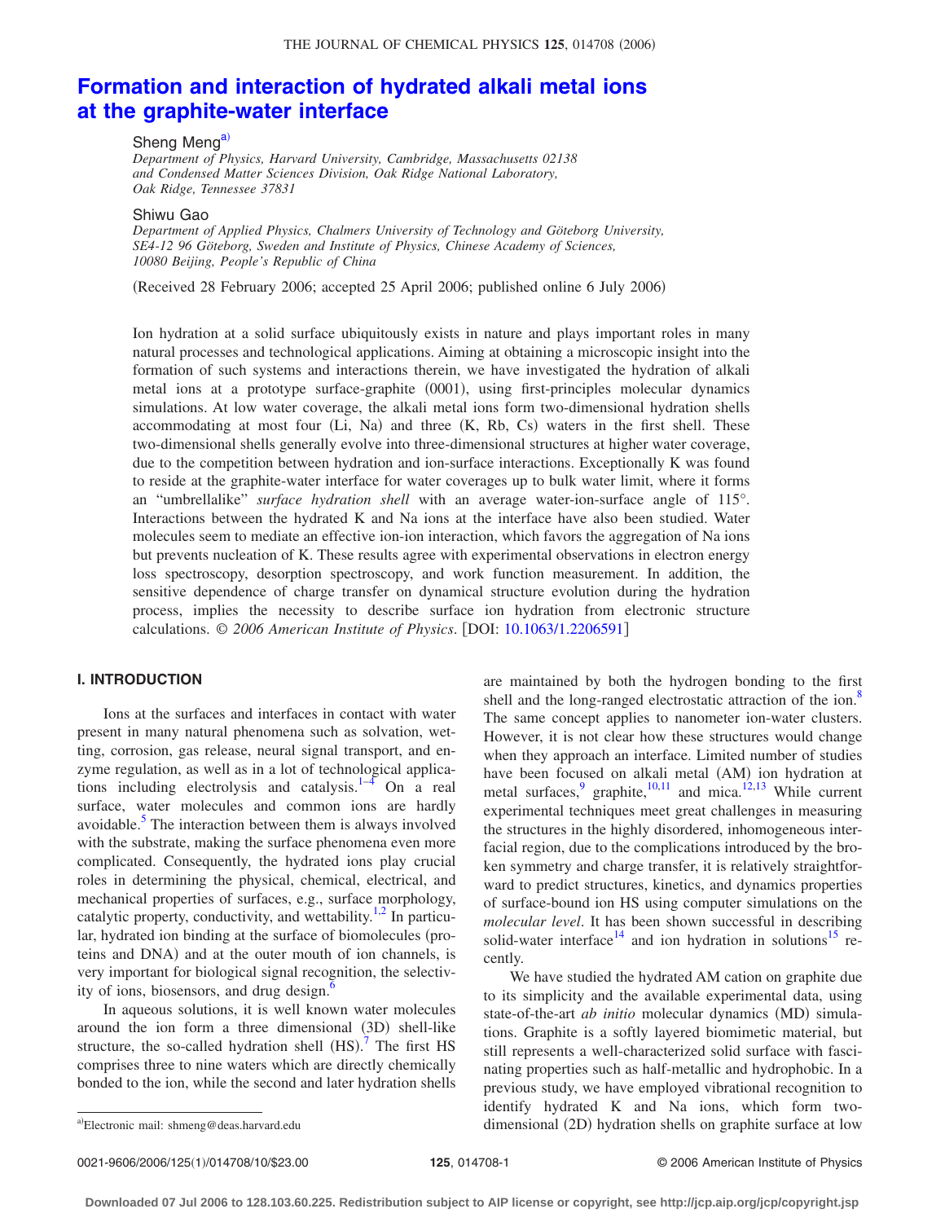# Formation and interaction of hydrated alkali metal ions at the graphite-water interface

Sheng Meng[a)]

*Department of Physics, Harvard University, Cambridge, Massachusetts 02138 and Condensed Matter Sciences Division, Oak Ridge National Laboratory, Oak Ridge, Tennessee 37831*

Shiwu Gao

*Department of Applied Physics, Chalmers University of Technology and Göteborg University, SE4-12 96 Göteborg, Sweden and Institute of Physics, Chinese Academy of Sciences, 10080 Beijing, People's Republic of China*

(Received 28 February 2006; accepted 25 April 2006; published online 6 July 2006)

Ion hydration at a solid surface ubiquitously exists in nature and plays important roles in many natural processes and technological applications. Aiming at obtaining a microscopic insight into the formation of such systems and interactions therein, we have investigated the hydration of alkali metal ions at a prototype surface-graphite (0001), using first-principles molecular dynamics simulations. At low water coverage, the alkali metal ions form two-dimensional hydration shells accommodating at most four (Li, Na) and three (K, Rb, Cs) waters in the first shell. These two-dimensional shells generally evolve into three-dimensional structures at higher water coverage, due to the competition between hydration and ion-surface interactions. Exceptionally K was found to reside at the graphite-water interface for water coverages up to bulk water limit, where it forms an "umbrellalike" *surface hydration shell* with an average water-ion-surface angle of 115°. Interactions between the hydrated K and Na ions at the interface have also been studied. Water molecules seem to mediate an effective ion-ion interaction, which favors the aggregation of Na ions but prevents nucleation of K. These results agree with experimental observations in electron energy loss spectroscopy, desorption spectroscopy, and work function measurement. In addition, the sensitive dependence of charge transfer on dynamical structure evolution during the hydration process, implies the necessity to describe surface ion hydration from electronic structure calculations. © *2006 American Institute of Physics*. [DOI: 10.1063/1.2206591]

## I. INTRODUCTION

Ions at the surfaces and interfaces in contact with water present in many natural phenomena such as solvation, wetting, corrosion, gas release, neural signal transport, and enzyme regulation, as well as in a lot of technological applications including electrolysis and catalysis.[1–4] On a real surface, water molecules and common ions are hardly avoidable.[5] The interaction between them is always involved with the substrate, making the surface phenomena even more complicated. Consequently, the hydrated ions play crucial roles in determining the physical, chemical, electrical, and mechanical properties of surfaces, e.g., surface morphology, catalytic property, conductivity, and wettability.[1,2] In particular, hydrated ion binding at the surface of biomolecules (proteins and DNA) and at the outer mouth of ion channels, is very important for biological signal recognition, the selectivity of ions, biosensors, and drug design.[6]

In aqueous solutions, it is well known water molecules around the ion form a three dimensional (3D) shell-like structure, the so-called hydration shell (HS).[7] The first HS comprises three to nine waters which are directly chemically bonded to the ion, while the second and later hydration shells are maintained by both the hydrogen bonding to the first shell and the long-ranged electrostatic attraction of the ion.[8] The same concept applies to nanometer ion-water clusters. However, it is not clear how these structures would change when they approach an interface. Limited number of studies have been focused on alkali metal (AM) ion hydration at metal surfaces,[9] graphite,[10,11] and mica.[12,13] While current experimental techniques meet great challenges in measuring the structures in the highly disordered, inhomogeneous interfacial region, due to the complications introduced by the broken symmetry and charge transfer, it is relatively straightforward to predict structures, kinetics, and dynamics properties of surface-bound ion HS using computer simulations on the *molecular level*. It has been shown successful in describing solid-water interface[14] and ion hydration in solutions[15] recently.

We have studied the hydrated AM cation on graphite due to its simplicity and the available experimental data, using state-of-the-art *ab initio* molecular dynamics (MD) simulations. Graphite is a softly layered biomimetic material, but still represents a well-characterized solid surface with fascinating properties such as half-metallic and hydrophobic. In a previous study, we have employed vibrational recognition to identify hydrated K and Na ions, which form two-dimensional (2D) hydration shells on graphite surface at low

[a)]Electronic mail: shmeng@deas.harvard.edu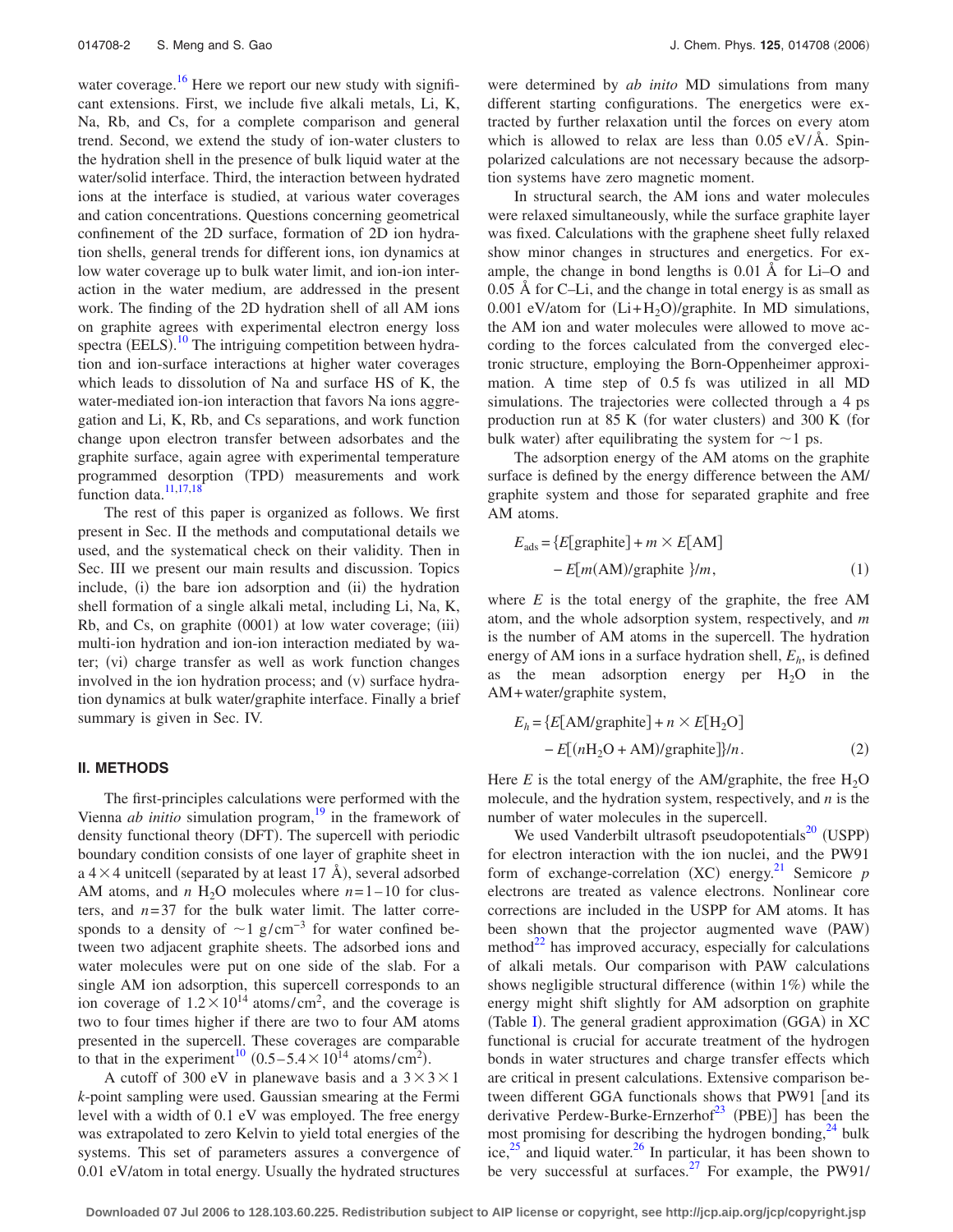water coverage.[16] Here we report our new study with significant extensions. First, we include five alkali metals, Li, K, Na, Rb, and Cs, for a complete comparison and general trend. Second, we extend the study of ion-water clusters to the hydration shell in the presence of bulk liquid water at the water/solid interface. Third, the interaction between hydrated ions at the interface is studied, at various water coverages and cation concentrations. Questions concerning geometrical confinement of the 2D surface, formation of 2D ion hydration shells, general trends for different ions, ion dynamics at low water coverage up to bulk water limit, and ion-ion interaction in the water medium, are addressed in the present work. The finding of the 2D hydration shell of all AM ions on graphite agrees with experimental electron energy loss spectra (EELS).[10] The intriguing competition between hydration and ion-surface interactions at higher water coverages which leads to dissolution of Na and surface HS of K, the water-mediated ion-ion interaction that favors Na ions aggregation and Li, K, Rb, and Cs separations, and work function change upon electron transfer between adsorbates and the graphite surface, again agree with experimental temperature programmed desorption (TPD) measurements and work function data.[11,17,18]

The rest of this paper is organized as follows. We first present in Sec. II the methods and computational details we used, and the systematical check on their validity. Then in Sec. III we present our main results and discussion. Topics include, (i) the bare ion adsorption and (ii) the hydration shell formation of a single alkali metal, including Li, Na, K, Rb, and Cs, on graphite (0001) at low water coverage; (iii) multi-ion hydration and ion-ion interaction mediated by water; (vi) charge transfer as well as work function changes involved in the ion hydration process; and (v) surface hydration dynamics at bulk water/graphite interface. Finally a brief summary is given in Sec. IV.

## II. METHODS

The first-principles calculations were performed with the Vienna *ab initio* simulation program,[19] in the framework of density functional theory (DFT). The supercell with periodic boundary condition consists of one layer of graphite sheet in a $4\times4$ unitcell (separated by at least 17 Å), several adsorbed AM atoms, and $n$ $H_2O$ molecules where $n=1-10$ for clusters, and $n=37$ for the bulk water limit. The latter corresponds to a density of $\sim1\ \mathrm{g/cm^{-3}}$ for water confined between two adjacent graphite sheets. The adsorbed ions and water molecules were put on one side of the slab. For a single AM ion adsorption, this supercell corresponds to an ion coverage of $1.2\times10^{14}$ atoms/cm$^2$, and the coverage is two to four times higher if there are two to four AM atoms presented in the supercell. These coverages are comparable to that in the experiment[10] $(0.5-5.4\times10^{14}$ atoms/cm$^2)$.

A cutoff of 300 eV in planewave basis and a $3\times3\times1$ $k$-point sampling were used. Gaussian smearing at the Fermi level with a width of 0.1 eV was employed. The free energy was extrapolated to zero Kelvin to yield total energies of the systems. This set of parameters assures a convergence of 0.01 eV/atom in total energy. Usually the hydrated structures were determined by *ab inito* MD simulations from many different starting configurations. The energetics were extracted by further relaxation until the forces on every atom which is allowed to relax are less than 0.05 eV/Å. Spin-polarized calculations are not necessary because the adsorption systems have zero magnetic moment.

In structural search, the AM ions and water molecules were relaxed simultaneously, while the surface graphite layer was fixed. Calculations with the graphene sheet fully relaxed show minor changes in structures and energetics. For example, the change in bond lengths is 0.01 Å for Li–O and 0.05 Å for C–Li, and the change in total energy is as small as 0.001 eV/atom for $(\mathrm{Li}+H_2O)$/graphite. In MD simulations, the AM ion and water molecules were allowed to move according to the forces calculated from the converged electronic structure, employing the Born-Oppenheimer approximation. A time step of 0.5 fs was utilized in all MD simulations. The trajectories were collected through a 4 ps production run at 85 K (for water clusters) and 300 K (for bulk water) after equilibrating the system for $\sim1$ ps.

The adsorption energy of the AM atoms on the graphite surface is defined by the energy difference between the AM/graphite system and those for separated graphite and free AM atoms.

$$E_{\mathrm{ads}} = \{E[\mathrm{graphite}] + m\times E[\mathrm{AM}] - E[m(\mathrm{AM})/\mathrm{graphite}\ ]\}/m, \tag{1}$$

where $E$ is the total energy of the graphite, the free AM atom, and the whole adsorption system, respectively, and $m$ is the number of AM atoms in the supercell. The hydration energy of AM ions in a surface hydration shell, $E_h$, is defined as the mean adsorption energy per $H_2O$ in the AM+water/graphite system,

$$E_h = \{E[\mathrm{AM/graphite}] + n\times E[H_2O] - E[(nH_2O+\mathrm{AM})/\mathrm{graphite}]\}/n. \tag{2}$$

Here $E$ is the total energy of the AM/graphite, the free $H_2O$ molecule, and the hydration system, respectively, and $n$ is the number of water molecules in the supercell.

We used Vanderbilt ultrasoft pseudopotentials[20] (USPP) for electron interaction with the ion nuclei, and the PW91 form of exchange-correlation (XC) energy.[21] Semicore $p$ electrons are treated as valence electrons. Nonlinear core corrections are included in the USPP for AM atoms. It has been shown that the projector augmented wave (PAW) method[22] has improved accuracy, especially for calculations of alkali metals. Our comparison with PAW calculations shows negligible structural difference (within 1%) while the energy might shift slightly for AM adsorption on graphite (Table I). The general gradient approximation (GGA) in XC functional is crucial for accurate treatment of the hydrogen bonds in water structures and charge transfer effects which are critical in present calculations. Extensive comparison between different GGA functionals shows that PW91 [and its derivative Perdew-Burke-Ernzerhof[23] (PBE)] has been the most promising for describing the hydrogen bonding,[24] bulk ice,[25] and liquid water.[26] In particular, it has been shown to be very successful at surfaces.[27] For example, the PW91/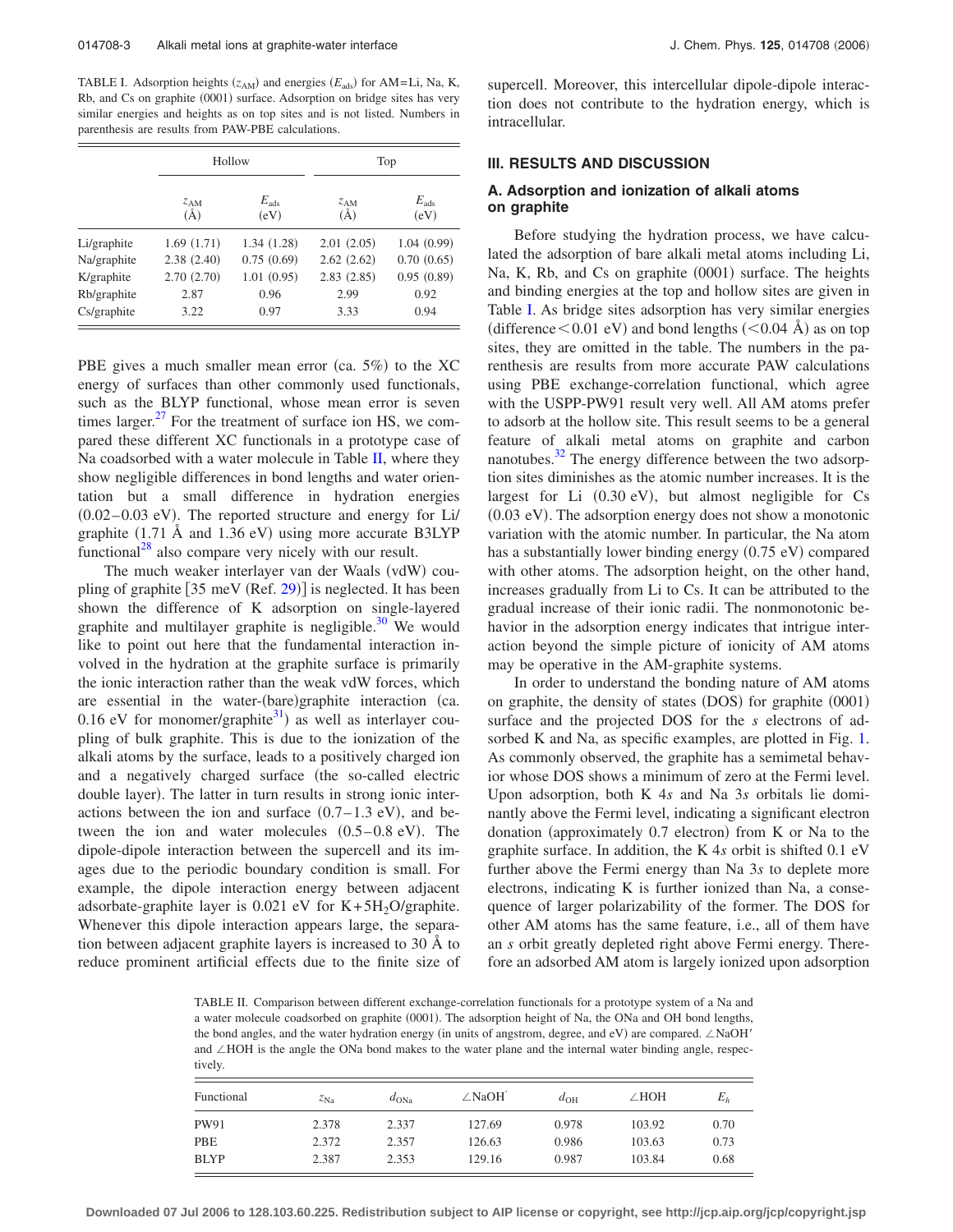TABLE I. Adsorption heights ($z_{AM}$) and energies ($E_{ads}$) for AM=Li, Na, K, Rb, and Cs on graphite (0001) surface. Adsorption on bridge sites has very similar energies and heights as on top sites and is not listed. Numbers in parenthesis are results from PAW-PBE calculations.

| | Hollow | | Top | |
|---|---|---|---|---|
| | $z_{AM}$ (Å) | $E_{ads}$ (eV) | $z_{AM}$ (Å) | $E_{ads}$ (eV) |
| Li/graphite | 1.69 (1.71) | 1.34 (1.28) | 2.01 (2.05) | 1.04 (0.99) |
| Na/graphite | 2.38 (2.40) | 0.75 (0.69) | 2.62 (2.62) | 0.70 (0.65) |
| K/graphite | 2.70 (2.70) | 1.01 (0.95) | 2.83 (2.85) | 0.95 (0.89) |
| Rb/graphite | 2.87 | 0.96 | 2.99 | 0.92 |
| Cs/graphite | 3.22 | 0.97 | 3.33 | 0.94 |

PBE gives a much smaller mean error (ca. 5%) to the XC energy of surfaces than other commonly used functionals, such as the BLYP functional, whose mean error is seven times larger.[27] For the treatment of surface ion HS, we compared these different XC functionals in a prototype case of Na coadsorbed with a water molecule in Table II, where they show negligible differences in bond lengths and water orientation but a small difference in hydration energies (0.02–0.03 eV). The reported structure and energy for Li/graphite (1.71 Å and 1.36 eV) using more accurate B3LYP functional[28] also compare very nicely with our result.

The much weaker interlayer van der Waals (vdW) coupling of graphite [35 meV (Ref. 29)] is neglected. It has been shown the difference of K adsorption on single-layered graphite and multilayer graphite is negligible.[30] We would like to point out here that the fundamental interaction involved in the hydration at the graphite surface is primarily the ionic interaction rather than the weak vdW forces, which are essential in the water-(bare)graphite interaction (ca. 0.16 eV for monomer/graphite[31]) as well as interlayer coupling of bulk graphite. This is due to the ionization of the alkali atoms by the surface, leads to a positively charged ion and a negatively charged surface (the so-called electric double layer). The latter in turn results in strong ionic interactions between the ion and surface (0.7–1.3 eV), and between the ion and water molecules (0.5–0.8 eV). The dipole-dipole interaction between the supercell and its images due to the periodic boundary condition is small. For example, the dipole interaction energy between adjacent adsorbate-graphite layer is 0.021 eV for $K+5H_2O$/graphite. Whenever this dipole interaction appears large, the separation between adjacent graphite layers is increased to 30 Å to reduce prominent artificial effects due to the finite size of supercell. Moreover, this intercellular dipole-dipole interaction does not contribute to the hydration energy, which is intracellular.

## III. RESULTS AND DISCUSSION

### A. Adsorption and ionization of alkali atoms on graphite

Before studying the hydration process, we have calculated the adsorption of bare alkali metal atoms including Li, Na, K, Rb, and Cs on graphite (0001) surface. The heights and binding energies at the top and hollow sites are given in Table I. As bridge sites adsorption has very similar energies (difference < 0.01 eV) and bond lengths (< 0.04 Å) as on top sites, they are omitted in the table. The numbers in the parenthesis are results from more accurate PAW calculations using PBE exchange-correlation functional, which agree with the USPP-PW91 result very well. All AM atoms prefer to adsorb at the hollow site. This result seems to be a general feature of alkali metal atoms on graphite and carbon nanotubes.[32] The energy difference between the two adsorption sites diminishes as the atomic number increases. It is the largest for Li (0.30 eV), but almost negligible for Cs (0.03 eV). The adsorption energy does not show a monotonic variation with the atomic number. In particular, the Na atom has a substantially lower binding energy (0.75 eV) compared with other atoms. The adsorption height, on the other hand, increases gradually from Li to Cs. It can be attributed to the gradual increase of their ionic radii. The nonmonotonic behavior in the adsorption energy indicates that intrigue interaction beyond the simple picture of ionicity of AM atoms may be operative in the AM-graphite systems.

In order to understand the bonding nature of AM atoms on graphite, the density of states (DOS) for graphite (0001) surface and the projected DOS for the *s* electrons of adsorbed K and Na, as specific examples, are plotted in Fig. 1. As commonly observed, the graphite has a semimetal behavior whose DOS shows a minimum of zero at the Fermi level. Upon adsorption, both K 4*s* and Na 3*s* orbitals lie dominantly above the Fermi level, indicating a significant electron donation (approximately 0.7 electron) from K or Na to the graphite surface. In addition, the K 4*s* orbit is shifted 0.1 eV further above the Fermi energy than Na 3*s* to deplete more electrons, indicating K is further ionized than Na, a consequence of larger polarizability of the former. The DOS for other AM atoms has the same feature, i.e., all of them have an *s* orbit greatly depleted right above Fermi energy. Therefore an adsorbed AM atom is largely ionized upon adsorption

TABLE II. Comparison between different exchange-correlation functionals for a prototype system of a Na and a water molecule coadsorbed on graphite (0001). The adsorption height of Na, the ONa and OH bond lengths, the bond angles, and the water hydration energy (in units of angstrom, degree, and eV) are compared. ∠NaOH′ and ∠HOH is the angle the ONa bond makes to the water plane and the internal water binding angle, respectively.

| Functional | $z_{Na}$ | $d_{ONa}$ | ∠NaOH′ | $d_{OH}$ | ∠HOH | $E_h$ |
|---|---|---|---|---|---|---|
| PW91 | 2.378 | 2.337 | 127.69 | 0.978 | 103.92 | 0.70 |
| PBE | 2.372 | 2.357 | 126.63 | 0.986 | 103.63 | 0.73 |
| BLYP | 2.387 | 2.353 | 129.16 | 0.987 | 103.84 | 0.68 |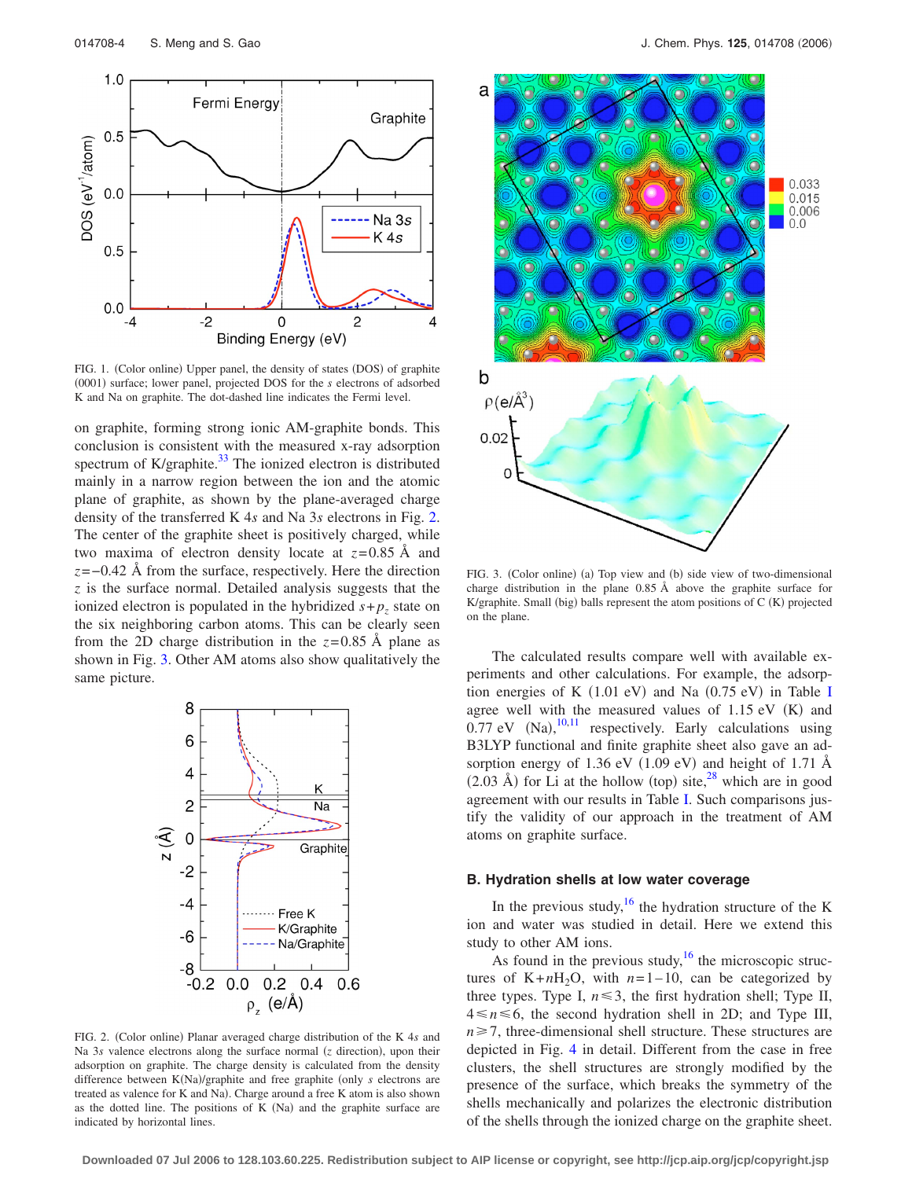FIG. 1. (Color online) Upper panel, the density of states (DOS) of graphite (0001) surface; lower panel, projected DOS for the $s$ electrons of adsorbed K and Na on graphite. The dot-dashed line indicates the Fermi level.

on graphite, forming strong ionic AM-graphite bonds. This conclusion is consistent with the measured x-ray adsorption spectrum of K/graphite.[33] The ionized electron is distributed mainly in a narrow region between the ion and the atomic plane of graphite, as shown by the plane-averaged charge density of the transferred K $4s$ and Na $3s$ electrons in Fig. 2. The center of the graphite sheet is positively charged, while two maxima of electron density locate at $z=0.85$ Å and $z=-0.42$ Å from the surface, respectively. Here the direction $z$ is the surface normal. Detailed analysis suggests that the ionized electron is populated in the hybridized $s+p_z$ state on the six neighboring carbon atoms. This can be clearly seen from the 2D charge distribution in the $z=0.85$ Å plane as shown in Fig. 3. Other AM atoms also show qualitatively the same picture.

FIG. 2. (Color online) Planar averaged charge distribution of the K $4s$ and Na $3s$ valence electrons along the surface normal ($z$ direction), upon their adsorption on graphite. The charge density is calculated from the density difference between K(Na)/graphite and free graphite (only $s$ electrons are treated as valence for K and Na). Charge around a free K atom is also shown as the dotted line. The positions of K (Na) and the graphite surface are indicated by horizontal lines.

FIG. 3. (Color online) (a) Top view and (b) side view of two-dimensional charge distribution in the plane 0.85 Å above the graphite surface for K/graphite. Small (big) balls represent the atom positions of C (K) projected on the plane.

The calculated results compare well with available experiments and other calculations. For example, the adsorption energies of K (1.01 eV) and Na (0.75 eV) in Table I agree well with the measured values of 1.15 eV (K) and 0.77 eV (Na),[10,11] respectively. Early calculations using B3LYP functional and finite graphite sheet also gave an adsorption energy of 1.36 eV (1.09 eV) and height of 1.71 Å (2.03 Å) for Li at the hollow (top) site,[28] which are in good agreement with our results in Table I. Such comparisons justify the validity of our approach in the treatment of AM atoms on graphite surface.

### B. Hydration shells at low water coverage

In the previous study,[16] the hydration structure of the K ion and water was studied in detail. Here we extend this study to other AM ions.

As found in the previous study,[16] the microscopic structures of $K+nH_2O$, with $n=1-10$, can be categorized by three types. Type I, $n \leq 3$, the first hydration shell; Type II, $4 \leq n \leq 6$, the second hydration shell in 2D; and Type III, $n \geq 7$, three-dimensional shell structure. These structures are depicted in Fig. 4 in detail. Different from the case in free clusters, the shell structures are strongly modified by the presence of the surface, which breaks the symmetry of the shells mechanically and polarizes the electronic distribution of the shells through the ionized charge on the graphite sheet.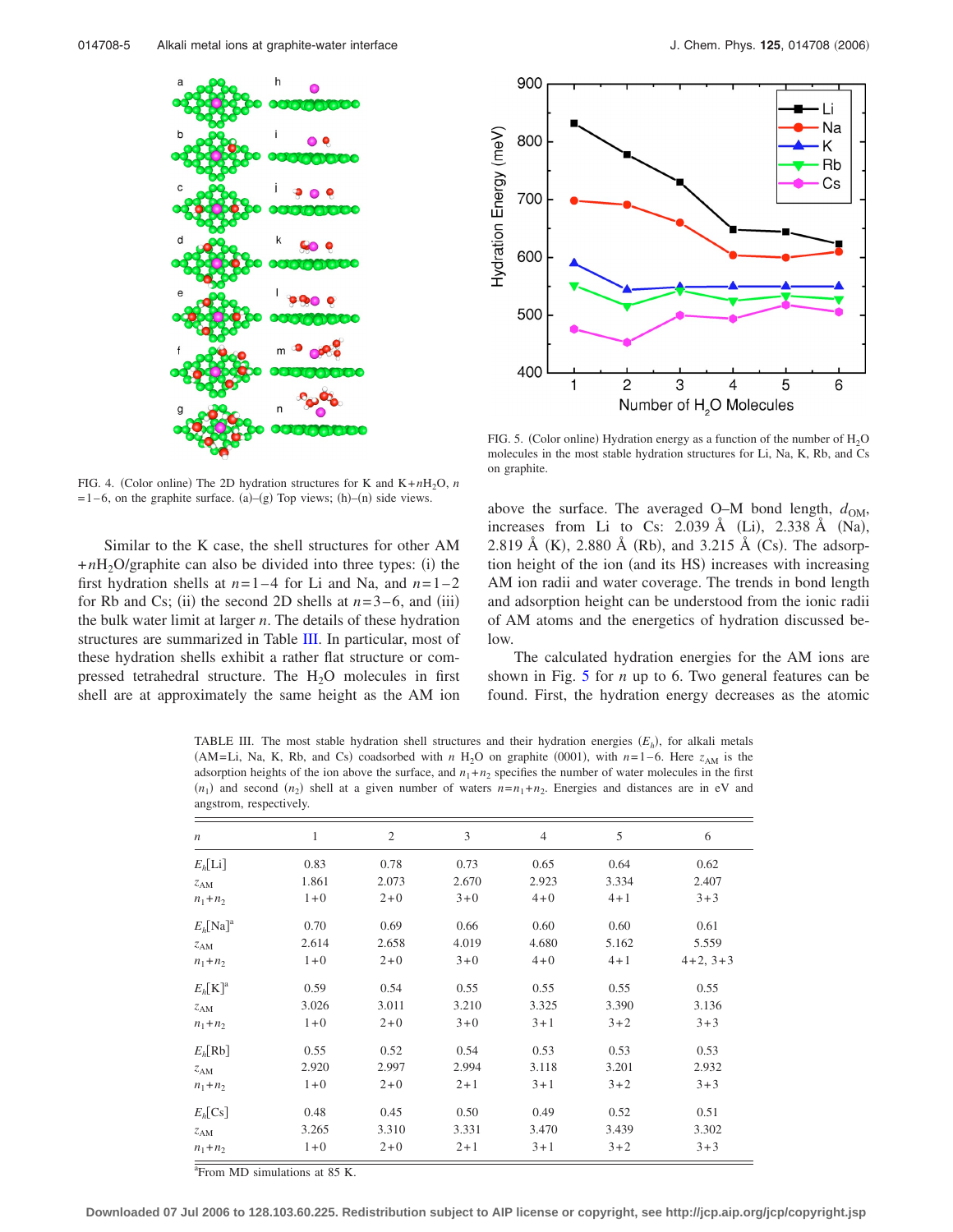FIG. 4. (Color online) The 2D hydration structures for K and K$+n$H$_2$O, $n=1$–6, on the graphite surface. (a)–(g) Top views; (h)–(n) side views.

FIG. 5. (Color online) Hydration energy as a function of the number of $H_2O$ molecules in the most stable hydration structures for Li, Na, K, Rb, and Cs on graphite.

Similar to the K case, the shell structures for other AM $+n$H$_2$O/graphite can also be divided into three types: (i) the first hydration shells at $n=1$–4 for Li and Na, and $n=1$–2 for Rb and Cs; (ii) the second 2D shells at $n=3$–6, and (iii) the bulk water limit at larger $n$. The details of these hydration structures are summarized in Table III. In particular, most of these hydration shells exhibit a rather flat structure or compressed tetrahedral structure. The $H_2O$ molecules in first shell are at approximately the same height as the AM ion above the surface. The averaged O–M bond length, $d_{OM}$, increases from Li to Cs: 2.039 Å (Li), 2.338 Å (Na), 2.819 Å (K), 2.880 Å (Rb), and 3.215 Å (Cs). The adsorption height of the ion (and its HS) increases with increasing AM ion radii and water coverage. The trends in bond length and adsorption height can be understood from the ionic radii of AM atoms and the energetics of hydration discussed below.

The calculated hydration energies for the AM ions are shown in Fig. 5 for $n$ up to 6. Two general features can be found. First, the hydration energy decreases as the atomic

TABLE III. The most stable hydration shell structures and their hydration energies ($E_h$), for alkali metals (AM=Li, Na, K, Rb, and Cs) coadsorbed with $n$ $H_2O$ on graphite (0001), with $n=1$–6. Here $z_{AM}$ is the adsorption heights of the ion above the surface, and $n_1+n_2$ specifies the number of water molecules in the first ($n_1$) and second ($n_2$) shell at a given number of waters $n=n_1+n_2$. Energies and distances are in eV and angstrom, respectively.

| $n$ | 1 | 2 | 3 | 4 | 5 | 6 |
|---|---|---|---|---|---|---|
| $E_h$[Li] | 0.83 | 0.78 | 0.73 | 0.65 | 0.64 | 0.62 |
| $z_{AM}$ | 1.861 | 2.073 | 2.670 | 2.923 | 3.334 | 2.407 |
| $n_1+n_2$ | 1+0 | 2+0 | 3+0 | 4+0 | 4+1 | 3+3 |
| $E_h$[Na][a] | 0.70 | 0.69 | 0.66 | 0.60 | 0.60 | 0.61 |
| $z_{AM}$ | 2.614 | 2.658 | 4.019 | 4.680 | 5.162 | 5.559 |
| $n_1+n_2$ | 1+0 | 2+0 | 3+0 | 4+0 | 4+1 | 4+2, 3+3 |
| $E_h$[K][a] | 0.59 | 0.54 | 0.55 | 0.55 | 0.55 | 0.55 |
| $z_{AM}$ | 3.026 | 3.011 | 3.210 | 3.325 | 3.390 | 3.136 |
| $n_1+n_2$ | 1+0 | 2+0 | 3+0 | 3+1 | 3+2 | 3+3 |
| $E_h$[Rb] | 0.55 | 0.52 | 0.54 | 0.53 | 0.53 | 0.53 |
| $z_{AM}$ | 2.920 | 2.997 | 2.994 | 3.118 | 3.201 | 2.932 |
| $n_1+n_2$ | 1+0 | 2+0 | 2+1 | 3+1 | 3+2 | 3+3 |
| $E_h$[Cs] | 0.48 | 0.45 | 0.50 | 0.49 | 0.52 | 0.51 |
| $z_{AM}$ | 3.265 | 3.310 | 3.331 | 3.470 | 3.439 | 3.302 |
| $n_1+n_2$ | 1+0 | 2+0 | 2+1 | 3+1 | 3+2 | 3+3 |

[a]From MD simulations at 85 K.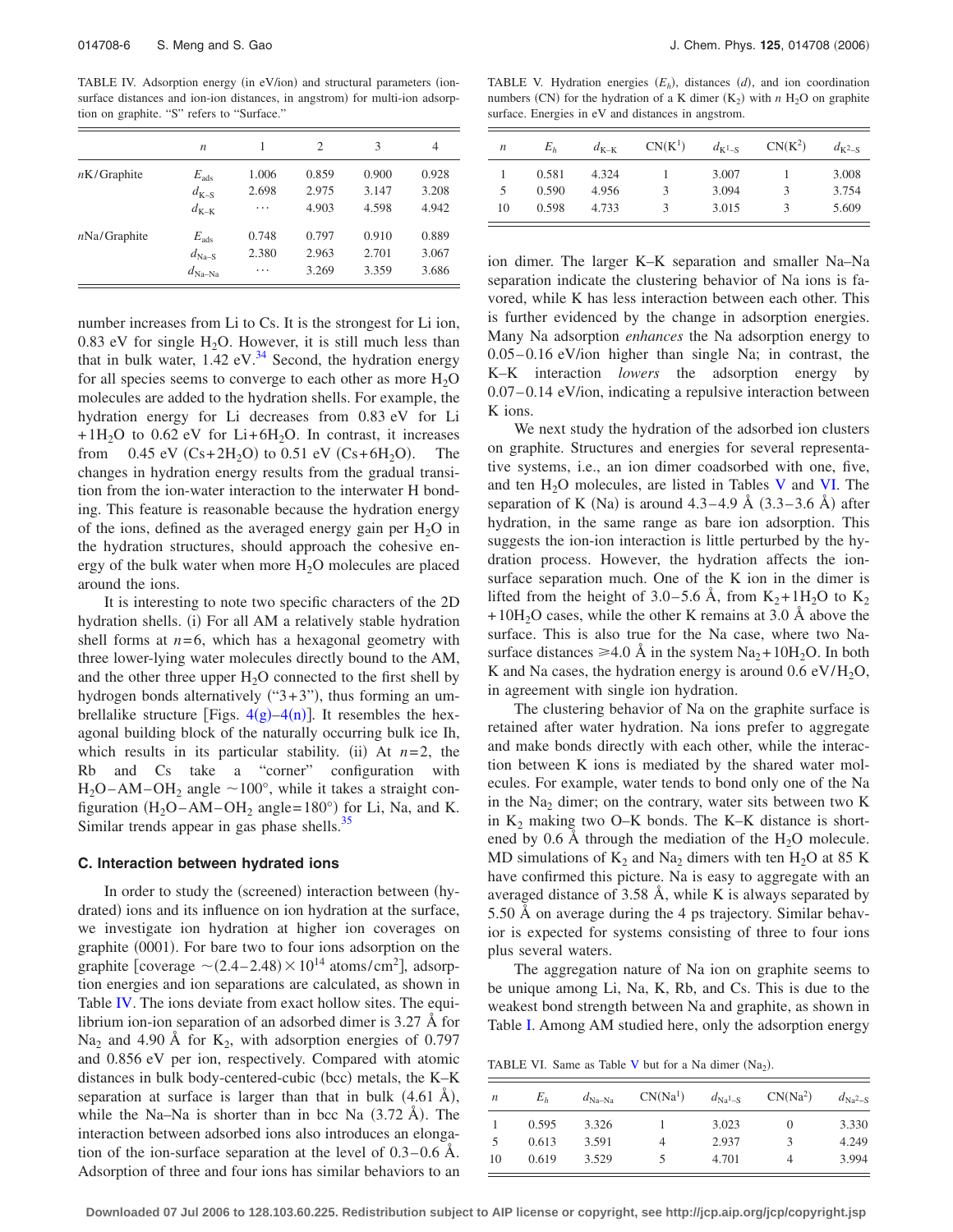TABLE IV. Adsorption energy (in eV/ion) and structural parameters (ion-surface distances and ion-ion distances, in angstrom) for multi-ion adsorption on graphite. "S" refers to "Surface."

| | $n$ | 1 | 2 | 3 | 4 |
|---|---|---|---|---|---|
| $n$K/Graphite | $E_{ads}$ | 1.006 | 0.859 | 0.900 | 0.928 |
| | $d_{K-S}$ | 2.698 | 2.975 | 3.147 | 3.208 |
| | $d_{K-K}$ | ⋯ | 4.903 | 4.598 | 4.942 |
| $n$Na/Graphite | $E_{ads}$ | 0.748 | 0.797 | 0.910 | 0.889 |
| | $d_{Na-S}$ | 2.380 | 2.963 | 2.701 | 3.067 |
| | $d_{Na-Na}$ | ⋯ | 3.269 | 3.359 | 3.686 |

number increases from Li to Cs. It is the strongest for Li ion, 0.83 eV for single $H_2O$. However, it is still much less than that in bulk water, 1.42 eV.[34] Second, the hydration energy for all species seems to converge to each other as more $H_2O$ molecules are added to the hydration shells. For example, the hydration energy for Li decreases from 0.83 eV for Li $+1H_2O$ to 0.62 eV for Li$+6H_2O$. In contrast, it increases from 0.45 eV (Cs$+2H_2O$) to 0.51 eV (Cs$+6H_2O$). The changes in hydration energy results from the gradual transition from the ion-water interaction to the interwater H bonding. This feature is reasonable because the hydration energy of the ions, defined as the averaged energy gain per $H_2O$ in the hydration structures, should approach the cohesive energy of the bulk water when more $H_2O$ molecules are placed around the ions.

It is interesting to note two specific characters of the 2D hydration shells. (i) For all AM a relatively stable hydration shell forms at $n=6$, which has a hexagonal geometry with three lower-lying water molecules directly bound to the AM, and the other three upper $H_2O$ connected to the first shell by hydrogen bonds alternatively ("3+3"), thus forming an umbrellalike structure [Figs. 4(g)–4(n)]. It resembles the hexagonal building block of the naturally occurring bulk ice Ih, which results in its particular stability. (ii) At $n=2$, the Rb and Cs take a "corner" configuration with $H_2O$–AM–$OH_2$ angle $\sim 100°$, while it takes a straight configuration ($H_2O$–AM–$OH_2$ angle$=180°$) for Li, Na, and K. Similar trends appear in gas phase shells.[35]

### C. Interaction between hydrated ions

In order to study the (screened) interaction between (hydrated) ions and its influence on ion hydration at the surface, we investigate ion hydration at higher ion coverages on graphite (0001). For bare two to four ions adsorption on the graphite [coverage $\sim(2.4-2.48)\times 10^{14}$ atoms/cm$^2$], adsorption energies and ion separations are calculated, as shown in Table IV. The ions deviate from exact hollow sites. The equilibrium ion-ion separation of an adsorbed dimer is 3.27 Å for $Na_2$ and 4.90 Å for $K_2$, with adsorption energies of 0.797 and 0.856 eV per ion, respectively. Compared with atomic distances in bulk body-centered-cubic (bcc) metals, the K–K separation at surface is larger than that in bulk (4.61 Å), while the Na–Na is shorter than in bcc Na (3.72 Å). The interaction between adsorbed ions also introduces an elongation of the ion-surface separation at the level of 0.3–0.6 Å. Adsorption of three and four ions has similar behaviors to an ion dimer. The larger K–K separation and smaller Na–Na separation indicate the clustering behavior of Na ions is favored, while K has less interaction between each other. This is further evidenced by the change in adsorption energies. Many Na adsorption *enhances* the Na adsorption energy to 0.05–0.16 eV/ion higher than single Na; in contrast, the K–K interaction *lowers* the adsorption energy by 0.07–0.14 eV/ion, indicating a repulsive interaction between K ions.

TABLE V. Hydration energies ($E_h$), distances ($d$), and ion coordination numbers (CN) for the hydration of a K dimer ($K_2$) with $n$ $H_2O$ on graphite surface. Energies in eV and distances in angstrom.

| $n$ | $E_h$ | $d_{K-K}$ | CN($K^1$) | $d_{K^1-S}$ | CN($K^2$) | $d_{K^2-S}$ |
|---|---|---|---|---|---|---|
| 1 | 0.581 | 4.324 | 1 | 3.007 | 1 | 3.008 |
| 5 | 0.590 | 4.956 | 3 | 3.094 | 3 | 3.754 |
| 10 | 0.598 | 4.733 | 3 | 3.015 | 3 | 5.609 |

We next study the hydration of the adsorbed ion clusters on graphite. Structures and energies for several representative systems, i.e., an ion dimer coadsorbed with one, five, and ten $H_2O$ molecules, are listed in Tables V and VI. The separation of K (Na) is around 4.3–4.9 Å (3.3–3.6 Å) after hydration, in the same range as bare ion adsorption. This suggests the ion-ion interaction is little perturbed by the hydration process. However, the hydration affects the ion-surface separation much. One of the K ion in the dimer is lifted from the height of 3.0–5.6 Å, from $K_2+1H_2O$ to $K_2+10H_2O$ cases, while the other K remains at 3.0 Å above the surface. This is also true for the Na case, where two Na-surface distances $\geq 4.0$ Å in the system $Na_2+10H_2O$. In both K and Na cases, the hydration energy is around 0.6 eV/$H_2O$, in agreement with single ion hydration.

The clustering behavior of Na on the graphite surface is retained after water hydration. Na ions prefer to aggregate and make bonds directly with each other, while the interaction between K ions is mediated by the shared water molecules. For example, water tends to bond only one of the Na in the $Na_2$ dimer; on the contrary, water sits between two K in $K_2$ making two O–K bonds. The K–K distance is shortened by 0.6 Å through the mediation of the $H_2O$ molecule. MD simulations of $K_2$ and $Na_2$ dimers with ten $H_2O$ at 85 K have confirmed this picture. Na is easy to aggregate with an averaged distance of 3.58 Å, while K is always separated by 5.50 Å on average during the 4 ps trajectory. Similar behavior is expected for systems consisting of three to four ions plus several waters.

The aggregation nature of Na ion on graphite seems to be unique among Li, Na, K, Rb, and Cs. This is due to the weakest bond strength between Na and graphite, as shown in Table I. Among AM studied here, only the adsorption energy

TABLE VI. Same as Table V but for a Na dimer ($Na_2$).

| $n$ | $E_h$ | $d_{Na-Na}$ | CN($Na^1$) | $d_{Na^1-S}$ | CN($Na^2$) | $d_{Na^2-S}$ |
|---|---|---|---|---|---|---|
| 1 | 0.595 | 3.326 | 1 | 3.023 | 0 | 3.330 |
| 5 | 0.613 | 3.591 | 4 | 2.937 | 3 | 4.249 |
| 10 | 0.619 | 3.529 | 5 | 4.701 | 4 | 3.994 |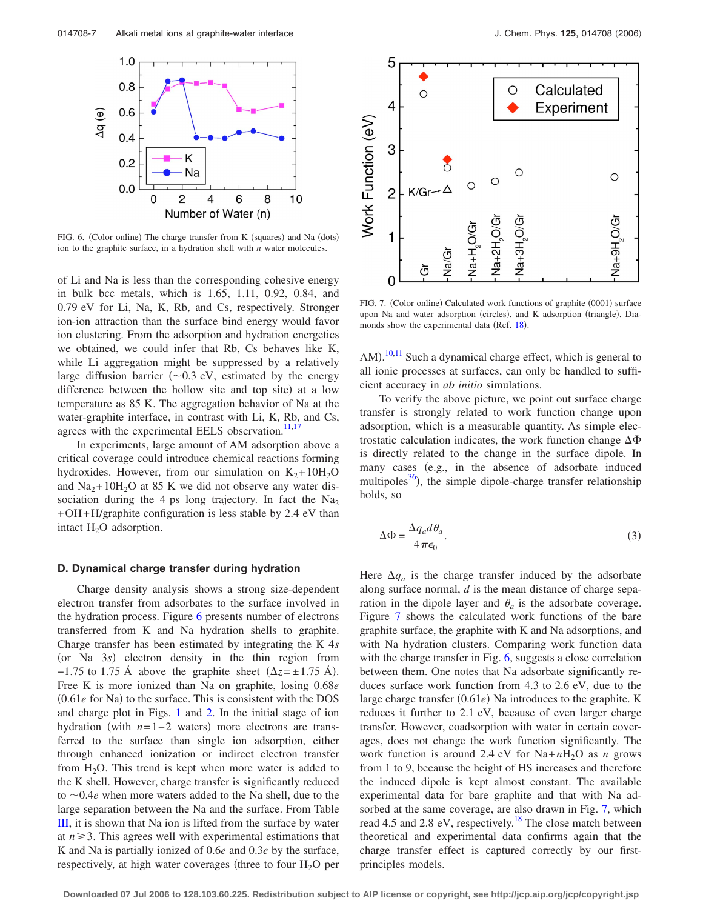FIG. 6. (Color online) The charge transfer from K (squares) and Na (dots) ion to the graphite surface, in a hydration shell with $n$ water molecules.

of Li and Na is less than the corresponding cohesive energy in bulk bcc metals, which is 1.65, 1.11, 0.92, 0.84, and 0.79 eV for Li, Na, K, Rb, and Cs, respectively. Stronger ion-ion attraction than the surface bind energy would favor ion clustering. From the adsorption and hydration energetics we obtained, we could infer that Rb, Cs behaves like K, while Li aggregation might be suppressed by a relatively large diffusion barrier (~0.3 eV, estimated by the energy difference between the hollow site and top site) at a low temperature as 85 K. The aggregation behavior of Na at the water-graphite interface, in contrast with Li, K, Rb, and Cs, agrees with the experimental EELS observation.[11,17]

In experiments, large amount of AM adsorption above a critical coverage could introduce chemical reactions forming hydroxides. However, from our simulation on $K_2+10H_2O$ and $Na_2+10H_2O$ at 85 K we did not observe any water dissociation during the 4 ps long trajectory. In fact the $Na_2+OH+H$/graphite configuration is less stable by 2.4 eV than intact $H_2O$ adsorption.

### D. Dynamical charge transfer during hydration

Charge density analysis shows a strong size-dependent electron transfer from adsorbates to the surface involved in the hydration process. Figure 6 presents number of electrons transferred from K and Na hydration shells to graphite. Charge transfer has been estimated by integrating the K 4$s$ (or Na 3$s$) electron density in the thin region from −1.75 to 1.75 Å above the graphite sheet ($\Delta z = \pm 1.75$ Å). Free K is more ionized than Na on graphite, losing 0.68$e$ (0.61$e$ for Na) to the surface. This is consistent with the DOS and charge plot in Figs. 1 and 2. In the initial stage of ion hydration (with $n=1-2$ waters) more electrons are transferred to the surface than single ion adsorption, either through enhanced ionization or indirect electron transfer from $H_2O$. This trend is kept when more water is added to the K shell. However, charge transfer is significantly reduced to ~0.4$e$ when more waters added to the Na shell, due to the large separation between the Na and the surface. From Table III, it is shown that Na ion is lifted from the surface by water at $n \geq 3$. This agrees well with experimental estimations that K and Na is partially ionized of 0.6$e$ and 0.3$e$ by the surface, respectively, at high water coverages (three to four $H_2O$ per AM).[10,11] Such a dynamical charge effect, which is general to all ionic processes at surfaces, can only be handled to sufficient accuracy in *ab initio* simulations.

FIG. 7. (Color online) Calculated work functions of graphite (0001) surface upon Na and water adsorption (circles), and K adsorption (triangle). Diamonds show the experimental data (Ref. 18).

To verify the above picture, we point out surface charge transfer is strongly related to work function change upon adsorption, which is a measurable quantity. As simple electrostatic calculation indicates, the work function change $\Delta\Phi$ is directly related to the change in the surface dipole. In many cases (e.g., in the absence of adsorbate induced multipoles[36]), the simple dipole-charge transfer relationship holds, so

$$\Delta\Phi = \frac{\Delta q_a d \theta_a}{4\pi\epsilon_0}. \tag{3}$$

Here $\Delta q_a$ is the charge transfer induced by the adsorbate along surface normal, $d$ is the mean distance of charge separation in the dipole layer and $\theta_a$ is the adsorbate coverage. Figure 7 shows the calculated work functions of the bare graphite surface, the graphite with K and Na adsorptions, and with Na hydration clusters. Comparing work function data with the charge transfer in Fig. 6, suggests a close correlation between them. One notes that Na adsorbate significantly reduces surface work function from 4.3 to 2.6 eV, due to the large charge transfer (0.61$e$) Na introduces to the graphite. K reduces it further to 2.1 eV, because of even larger charge transfer. However, coadsorption with water in certain coverages, does not change the work function significantly. The work function is around 2.4 eV for $Na+nH_2O$ as $n$ grows from 1 to 9, because the height of HS increases and therefore the induced dipole is kept almost constant. The available experimental data for bare graphite and that with Na adsorbed at the same coverage, are also drawn in Fig. 7, which read 4.5 and 2.8 eV, respectively.[18] The close match between theoretical and experimental data confirms again that the charge transfer effect is captured correctly by our first-principles models.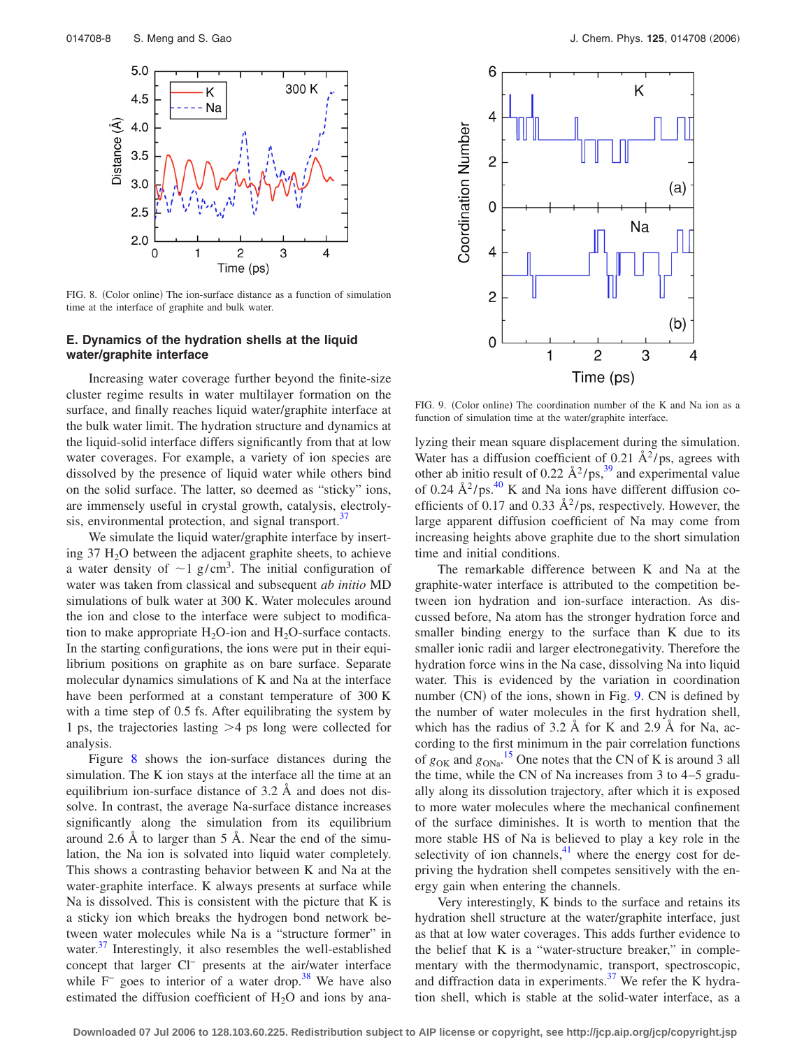FIG. 8. (Color online) The ion-surface distance as a function of simulation time at the interface of graphite and bulk water.

### E. Dynamics of the hydration shells at the liquid water/graphite interface

Increasing water coverage further beyond the finite-size cluster regime results in water multilayer formation on the surface, and finally reaches liquid water/graphite interface at the bulk water limit. The hydration structure and dynamics at the liquid-solid interface differs significantly from that at low water coverages. For example, a variety of ion species are dissolved by the presence of liquid water while others bind on the solid surface. The latter, so deemed as "sticky" ions, are immensely useful in crystal growth, catalysis, electrolysis, environmental protection, and signal transport.[37]

We simulate the liquid water/graphite interface by inserting 37 $H_2O$ between the adjacent graphite sheets, to achieve a water density of $\sim 1\ g/cm^3$. The initial configuration of water was taken from classical and subsequent *ab initio* MD simulations of bulk water at 300 K. Water molecules around the ion and close to the interface were subject to modification to make appropriate $H_2O$-ion and $H_2O$-surface contacts. In the starting configurations, the ions were put in their equilibrium positions on graphite as on bare surface. Separate molecular dynamics simulations of K and Na at the interface have been performed at a constant temperature of 300 K with a time step of 0.5 fs. After equilibrating the system by 1 ps, the trajectories lasting >4 ps long were collected for analysis.

Figure 8 shows the ion-surface distances during the simulation. The K ion stays at the interface all the time at an equilibrium ion-surface distance of 3.2 Å and does not dissolve. In contrast, the average Na-surface distance increases significantly along the simulation from its equilibrium around 2.6 Å to larger than 5 Å. Near the end of the simulation, the Na ion is solvated into liquid water completely. This shows a contrasting behavior between K and Na at the water-graphite interface. K always presents at surface while Na is dissolved. This is consistent with the picture that K is a sticky ion which breaks the hydrogen bond network between water molecules while Na is a "structure former" in water.[37] Interestingly, it also resembles the well-established concept that larger $Cl^-$ presents at the air/water interface while $F^-$ goes to interior of a water drop.[38] We have also estimated the diffusion coefficient of $H_2O$ and ions by analyzing their mean square displacement during the simulation. Water has a diffusion coefficient of 0.21 $Å^2/ps$, agrees with other ab initio result of 0.22 $Å^2/ps$,[39] and experimental value of 0.24 $Å^2/ps$.[40] K and Na ions have different diffusion coefficients of 0.17 and 0.33 $Å^2/ps$, respectively. However, the large apparent diffusion coefficient of Na may come from increasing heights above graphite due to the short simulation time and initial conditions.

FIG. 9. (Color online) The coordination number of the K and Na ion as a function of simulation time at the water/graphite interface.

The remarkable difference between K and Na at the graphite-water interface is attributed to the competition between ion hydration and ion-surface interaction. As discussed before, Na atom has the stronger hydration force and smaller binding energy to the surface than K due to its smaller ionic radii and larger electronegativity. Therefore the hydration force wins in the Na case, dissolving Na into liquid water. This is evidenced by the variation in coordination number (CN) of the ions, shown in Fig. 9. CN is defined by the number of water molecules in the first hydration shell, which has the radius of 3.2 Å for K and 2.9 Å for Na, according to the first minimum in the pair correlation functions of $g_{OK}$ and $g_{ONa}$.[15] One notes that the CN of K is around 3 all the time, while the CN of Na increases from 3 to 4–5 gradually along its dissolution trajectory, after which it is exposed to more water molecules where the mechanical confinement of the surface diminishes. It is worth to mention that the more stable HS of Na is believed to play a key role in the selectivity of ion channels,[41] where the energy cost for depriving the hydration shell competes sensitively with the energy gain when entering the channels.

Very interestingly, K binds to the surface and retains its hydration shell structure at the water/graphite interface, just as that at low water coverages. This adds further evidence to the belief that K is a "water-structure breaker," in complementary with the thermodynamic, transport, spectroscopic, and diffraction data in experiments.[37] We refer the K hydration shell, which is stable at the solid-water interface, as a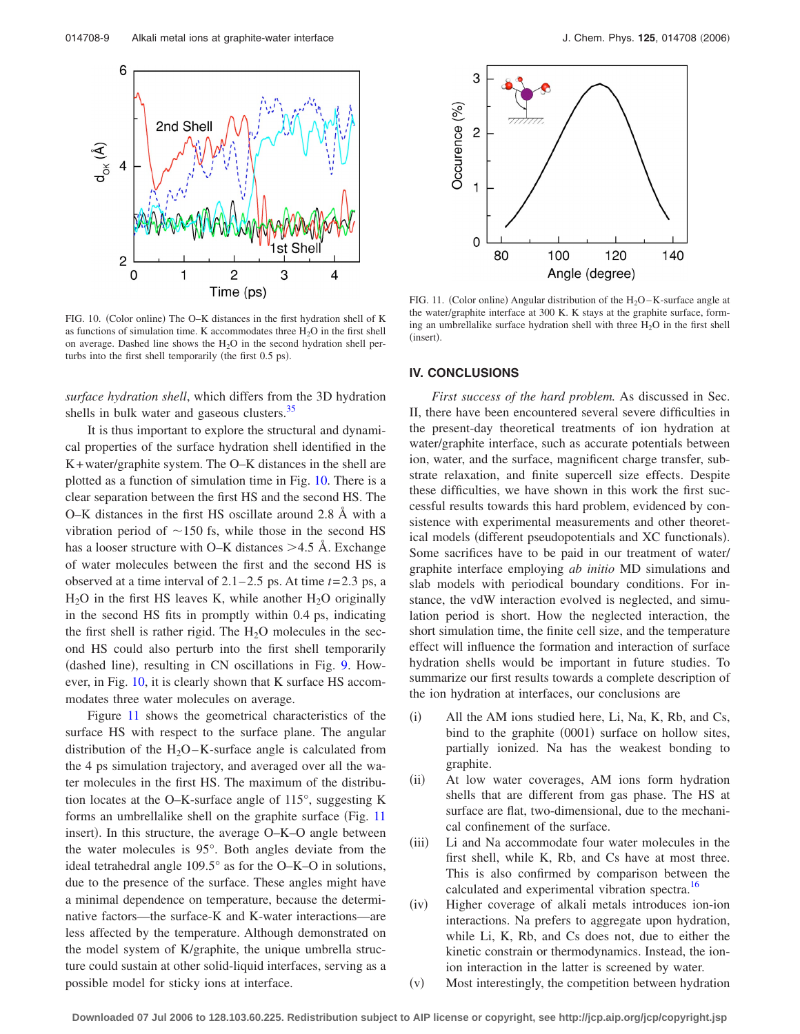FIG. 10. (Color online) The O–K distances in the first hydration shell of K as functions of simulation time. K accommodates three $H_2O$ in the first shell on average. Dashed line shows the $H_2O$ in the second hydration shell perturbs into the first shell temporarily (the first 0.5 ps).

FIG. 11. (Color online) Angular distribution of the $H_2O$–K-surface angle at the water/graphite interface at 300 K. K stays at the graphite surface, forming an umbrellalike surface hydration shell with three $H_2O$ in the first shell (insert).

*surface hydration shell*, which differs from the 3D hydration shells in bulk water and gaseous clusters.[35]

It is thus important to explore the structural and dynamical properties of the surface hydration shell identified in the K+water/graphite system. The O–K distances in the shell are plotted as a function of simulation time in Fig. 10. There is a clear separation between the first HS and the second HS. The O–K distances in the first HS oscillate around 2.8 Å with a vibration period of ~150 fs, while those in the second HS has a looser structure with O–K distances >4.5 Å. Exchange of water molecules between the first and the second HS is observed at a time interval of 2.1–2.5 ps. At time $t$=2.3 ps, a $H_2O$ in the first HS leaves K, while another $H_2O$ originally in the second HS fits in promptly within 0.4 ps, indicating the first shell is rather rigid. The $H_2O$ molecules in the second HS could also perturb into the first shell temporarily (dashed line), resulting in CN oscillations in Fig. 9. However, in Fig. 10, it is clearly shown that K surface HS accommodates three water molecules on average.

Figure 11 shows the geometrical characteristics of the surface HS with respect to the surface plane. The angular distribution of the $H_2O$–K-surface angle is calculated from the 4 ps simulation trajectory, and averaged over all the water molecules in the first HS. The maximum of the distribution locates at the O–K-surface angle of 115°, suggesting K forms an umbrellalike shell on the graphite surface (Fig. 11 insert). In this structure, the average O–K–O angle between the water molecules is 95°. Both angles deviate from the ideal tetrahedral angle 109.5° as for the O–K–O in solutions, due to the presence of the surface. These angles might have a minimal dependence on temperature, because the determinative factors—the surface-K and K-water interactions—are less affected by the temperature. Although demonstrated on the model system of K/graphite, the unique umbrella structure could sustain at other solid-liquid interfaces, serving as a possible model for sticky ions at interface.

## IV. CONCLUSIONS

*First success of the hard problem.* As discussed in Sec. II, there have been encountered several severe difficulties in the present-day theoretical treatments of ion hydration at water/graphite interface, such as accurate potentials between ion, water, and the surface, magnificent charge transfer, substrate relaxation, and finite supercell size effects. Despite these difficulties, we have shown in this work the first successful results towards this hard problem, evidenced by consistence with experimental measurements and other theoretical models (different pseudopotentials and XC functionals). Some sacrifices have to be paid in our treatment of water/graphite interface employing *ab initio* MD simulations and slab models with periodical boundary conditions. For instance, the vdW interaction evolved is neglected, and simulation period is short. How the neglected interaction, the short simulation time, the finite cell size, and the temperature effect will influence the formation and interaction of surface hydration shells would be important in future studies. To summarize our first results towards a complete description of the ion hydration at interfaces, our conclusions are

(i) All the AM ions studied here, Li, Na, K, Rb, and Cs, bind to the graphite (0001) surface on hollow sites, partially ionized. Na has the weakest bonding to graphite.

(ii) At low water coverages, AM ions form hydration shells that are different from gas phase. The HS at surface are flat, two-dimensional, due to the mechanical confinement of the surface.

(iii) Li and Na accommodate four water molecules in the first shell, while K, Rb, and Cs have at most three. This is also confirmed by comparison between the calculated and experimental vibration spectra.[16]

(iv) Higher coverage of alkali metals introduces ion-ion interactions. Na prefers to aggregate upon hydration, while Li, K, Rb, and Cs does not, due to either the kinetic constrain or thermodynamics. Instead, the ion-ion interaction in the latter is screened by water.

(v) Most interestingly, the competition between hydration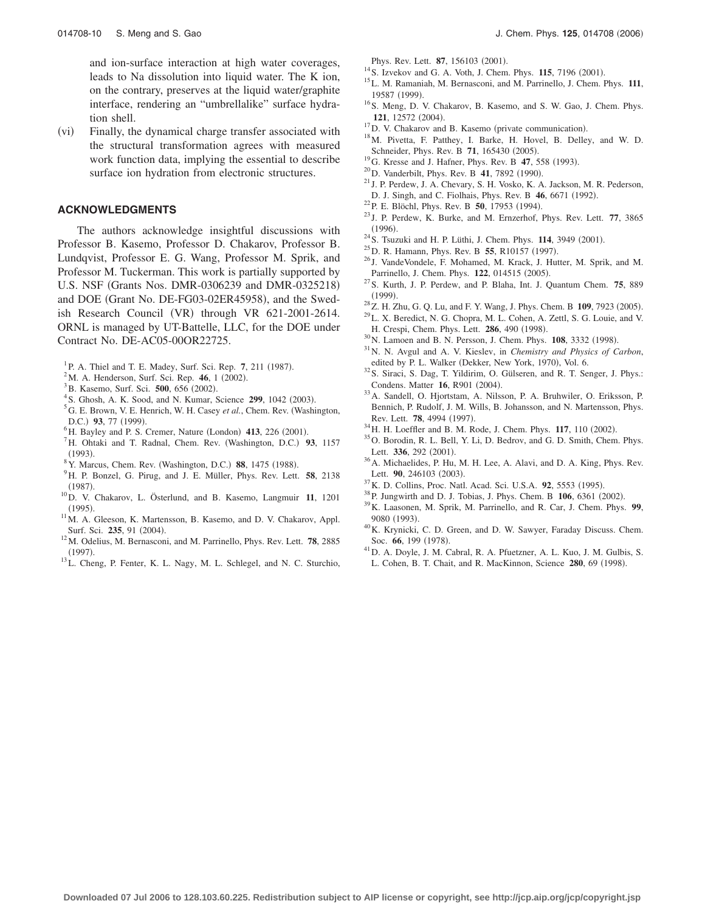and ion-surface interaction at high water coverages, leads to Na dissolution into liquid water. The K ion, on the contrary, preserves at the liquid water/graphite interface, rendering an "umbrellalike" surface hydration shell.

(vi) Finally, the dynamical charge transfer associated with the structural transformation agrees with measured work function data, implying the essential to describe surface ion hydration from electronic structures.

## ACKNOWLEDGMENTS

The authors acknowledge insightful discussions with Professor B. Kasemo, Professor D. Chakarov, Professor B. Lundqvist, Professor E. G. Wang, Professor M. Sprik, and Professor M. Tuckerman. This work is partially supported by U.S. NSF (Grants Nos. DMR-0306239 and DMR-0325218) and DOE (Grant No. DE-FG03-02ER45958), and the Swedish Research Council (VR) through VR 621-2001-2614. ORNL is managed by UT-Battelle, LLC, for the DOE under Contract No. DE-AC05-00OR22725.

[1] P. A. Thiel and T. E. Madey, Surf. Sci. Rep. **7**, 211 (1987).
[2] M. A. Henderson, Surf. Sci. Rep. **46**, 1 (2002).
[3] B. Kasemo, Surf. Sci. **500**, 656 (2002).
[4] S. Ghosh, A. K. Sood, and N. Kumar, Science **299**, 1042 (2003).
[5] G. E. Brown, V. E. Henrich, W. H. Casey *et al.*, Chem. Rev. (Washington, D.C.) **93**, 77 (1999).
[6] H. Bayley and P. S. Cremer, Nature (London) **413**, 226 (2001).
[7] H. Ohtaki and T. Radnal, Chem. Rev. (Washington, D.C.) **93**, 1157 (1993).
[8] Y. Marcus, Chem. Rev. (Washington, D.C.) **88**, 1475 (1988).
[9] H. P. Bonzel, G. Pirug, and J. E. Müller, Phys. Rev. Lett. **58**, 2138 (1987).
[10] D. V. Chakarov, L. Österlund, and B. Kasemo, Langmuir **11**, 1201 (1995).
[11] M. A. Gleeson, K. Martensson, B. Kasemo, and D. V. Chakarov, Appl. Surf. Sci. **235**, 91 (2004).
[12] M. Odelius, M. Bernasconi, and M. Parrinello, Phys. Rev. Lett. **78**, 2885 (1997).
[13] L. Cheng, P. Fenter, K. L. Nagy, M. L. Schlegel, and N. C. Sturchio, Phys. Rev. Lett. **87**, 156103 (2001).
[14] S. Izvekov and G. A. Voth, J. Chem. Phys. **115**, 7196 (2001).
[15] L. M. Ramaniah, M. Bernasconi, and M. Parrinello, J. Chem. Phys. **111**, 19587 (1999).
[16] S. Meng, D. V. Chakarov, B. Kasemo, and S. W. Gao, J. Chem. Phys. **121**, 12572 (2004).
[17] D. V. Chakarov and B. Kasemo (private communication).
[18] M. Pivetta, F. Patthey, I. Barke, H. Hovel, B. Delley, and W. D. Schneider, Phys. Rev. B **71**, 165430 (2005).
[19] G. Kresse and J. Hafner, Phys. Rev. B **47**, 558 (1993).
[20] D. Vanderbilt, Phys. Rev. B **41**, 7892 (1990).
[21] J. P. Perdew, J. A. Chevary, S. H. Vosko, K. A. Jackson, M. R. Pederson, D. J. Singh, and C. Fiolhais, Phys. Rev. B **46**, 6671 (1992).
[22] P. E. Blöchl, Phys. Rev. B **50**, 17953 (1994).
[23] J. P. Perdew, K. Burke, and M. Ernzerhof, Phys. Rev. Lett. **77**, 3865 (1996).
[24] S. Tsuzuki and H. P. Lüthi, J. Chem. Phys. **114**, 3949 (2001).
[25] D. R. Hamann, Phys. Rev. B **55**, R10157 (1997).
[26] J. VandeVondele, F. Mohamed, M. Krack, J. Hutter, M. Sprik, and M. Parrinello, J. Chem. Phys. **122**, 014515 (2005).
[27] S. Kurth, J. P. Perdew, and P. Blaha, Int. J. Quantum Chem. **75**, 889 (1999).
[28] Z. H. Zhu, G. Q. Lu, and F. Y. Wang, J. Phys. Chem. B **109**, 7923 (2005).
[29] L. X. Beredict, N. G. Chopra, M. L. Cohen, A. Zettl, S. G. Louie, and V. H. Crespi, Chem. Phys. Lett. **286**, 490 (1998).
[30] N. Lamoen and B. N. Persson, J. Chem. Phys. **108**, 3332 (1998).
[31] N. N. Avgul and A. V. Kieslev, in *Chemistry and Physics of Carbon*, edited by P. L. Walker (Dekker, New York, 1970), Vol. 6.
[32] S. Siraci, S. Dag, T. Yildirim, O. Gülseren, and R. T. Senger, J. Phys.: Condens. Matter **16**, R901 (2004).
[33] A. Sandell, O. Hjortstam, A. Nilsson, P. A. Bruhwiler, O. Eriksson, P. Bennich, P. Rudolf, J. M. Wills, B. Johansson, and N. Martensson, Phys. Rev. Lett. **78**, 4994 (1997).
[34] H. H. Loeffler and B. M. Rode, J. Chem. Phys. **117**, 110 (2002).
[35] O. Borodin, R. L. Bell, Y. Li, D. Bedrov, and G. D. Smith, Chem. Phys. Lett. **336**, 292 (2001).
[36] A. Michaelides, P. Hu, M. H. Lee, A. Alavi, and D. A. King, Phys. Rev. Lett. **90**, 246103 (2003).
[37] K. D. Collins, Proc. Natl. Acad. Sci. U.S.A. **92**, 5553 (1995).
[38] P. Jungwirth and D. J. Tobias, J. Phys. Chem. B **106**, 6361 (2002).
[39] K. Laasonen, M. Sprik, M. Parrinello, and R. Car, J. Chem. Phys. **99**, 9080 (1993).
[40] K. Krynicki, C. D. Green, and D. W. Sawyer, Faraday Discuss. Chem. Soc. **66**, 199 (1978).
[41] D. A. Doyle, J. M. Cabral, R. A. Pfuetzner, A. L. Kuo, J. M. Gulbis, S. L. Cohen, B. T. Chait, and R. MacKinnon, Science **280**, 69 (1998).